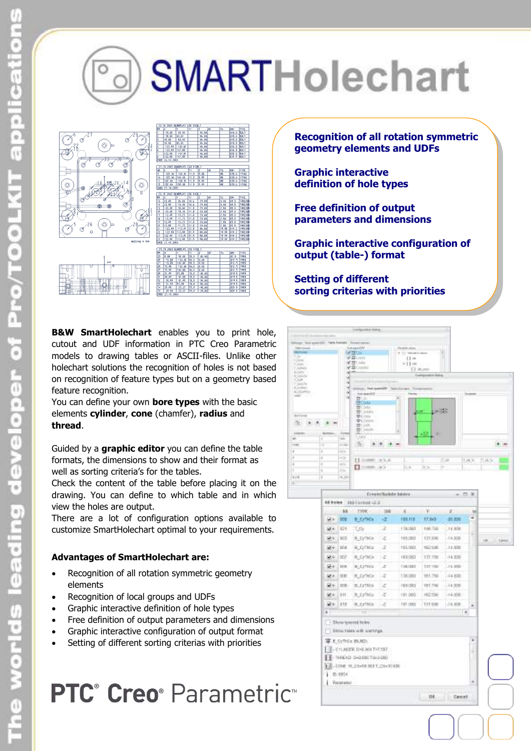# SMARTHolechart

**Recognition of all rotation symmetric geometry elements and UDFs**

**Graphic interactive definition of hole types**

**Free definition of output parameters and dimensions**

**Graphic interactive configuration of output (table-) format**

**Setting of different sorting criterias with priorities**

**B&W SmartHolechart** enables you to print hole, cutout and UDF information in PTC Creo Parametric models to drawing tables or ASCII-files. Unlike other holechart solutions the recognition of holes is not based on recognition of feature types but on a geometry based feature recognition.
You can define your own **bore types** with the basic elements **cylinder**, **cone** (chamfer), **radius** and **thread**.

Guided by a **graphic editor** you can define the table formats, the dimensions to show and their format as well as sorting criteria's for the tables.
Check the content of the table before placing it on the drawing. You can define to which table and in which view the holes are output.
There are a lot of configuration options available to customize SmartHolechart optimal to your requirements.

### Advantages of SmartHolechart are:

- Recognition of all rotation symmetric geometry elements
- Recognition of local groups and UDFs
- Graphic interactive definition of hole types
- Free definition of output parameters and dimensions
- Graphic interactive configuration of output format
- Setting of different sorting criterias with priorities

PTC® Creo® Parametric™

The worlds leading developer of Pro/TOOLKIT applications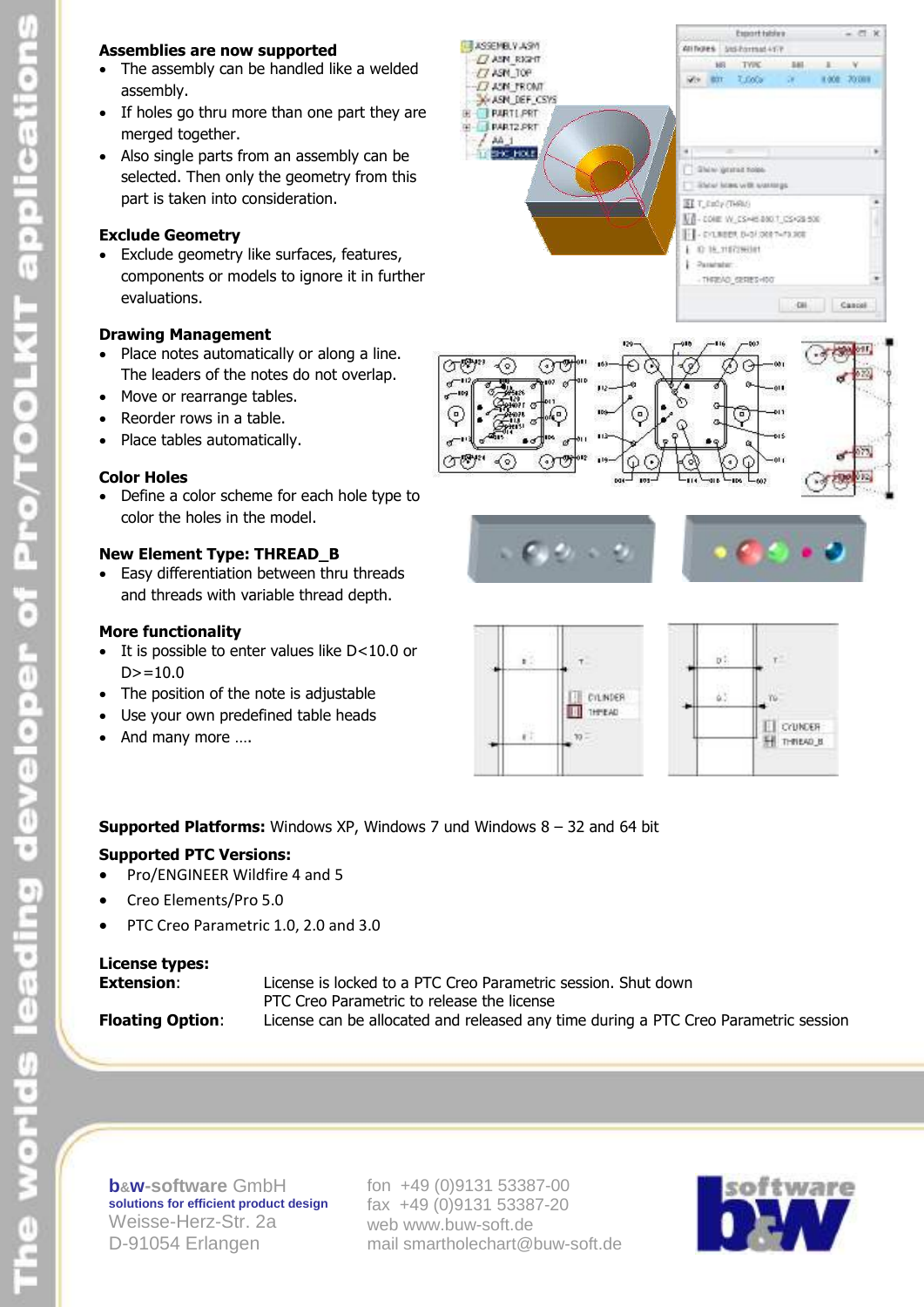### Assemblies are now supported

- The assembly can be handled like a welded assembly.
- If holes go thru more than one part they are merged together.
- Also single parts from an assembly can be selected. Then only the geometry from this part is taken into consideration.

### Exclude Geometry

- Exclude geometry like surfaces, features, components or models to ignore it in further evaluations.

### Drawing Management

- Place notes automatically or along a line. The leaders of the notes do not overlap.
- Move or rearrange tables.
- Reorder rows in a table.
- Place tables automatically.

### Color Holes

- Define a color scheme for each hole type to color the holes in the model.

### New Element Type: THREAD_B

- Easy differentiation between thru threads and threads with variable thread depth.

### More functionality

- It is possible to enter values like D<10.0 or D>=10.0
- The position of the note is adjustable
- Use your own predefined table heads
- And many more ….

**Supported Platforms:** Windows XP, Windows 7 und Windows 8 – 32 and 64 bit

**Supported PTC Versions:**

- Pro/ENGINEER Wildfire 4 and 5
- Creo Elements/Pro 5.0
- PTC Creo Parametric 1.0, 2.0 and 3.0

**License types:**

| | |
|---|---|
| **Extension**: | License is locked to a PTC Creo Parametric session. Shut down PTC Creo Parametric to release the license |
| **Floating Option**: | License can be allocated and released any time during a PTC Creo Parametric session |

**b&w-software** GmbH
**solutions for efficient product design**
Weisse-Herz-Str. 2a
D-91054 Erlangen

fon +49 (0)9131 53387-00
fax +49 (0)9131 53387-20
web www.buw-soft.de
mail smartholechart@buw-soft.de

The worlds leading developer of Pro/TOOLKIT applications